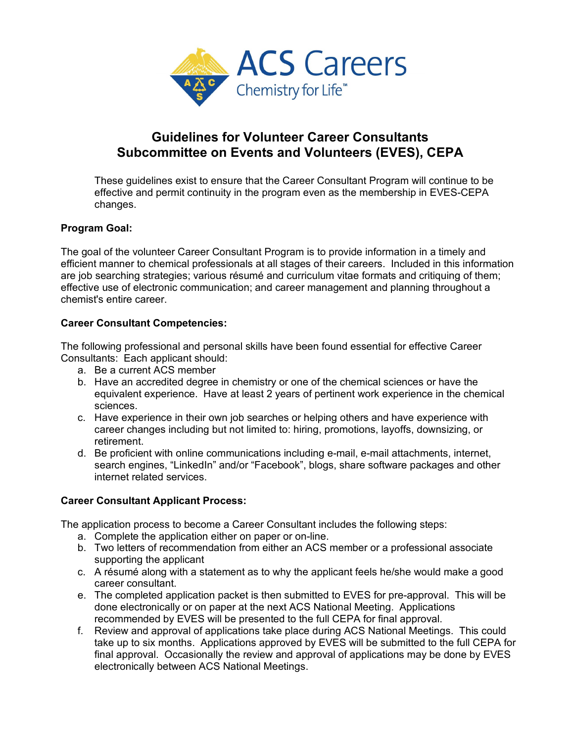ACS Careers
Chemistry for Life™

# Guidelines for Volunteer Career Consultants
# Subcommittee on Events and Volunteers (EVES), CEPA

These guidelines exist to ensure that the Career Consultant Program will continue to be effective and permit continuity in the program even as the membership in EVES-CEPA changes.

**Program Goal:**

The goal of the volunteer Career Consultant Program is to provide information in a timely and efficient manner to chemical professionals at all stages of their careers. Included in this information are job searching strategies; various résumé and curriculum vitae formats and critiquing of them; effective use of electronic communication; and career management and planning throughout a chemist's entire career.

**Career Consultant Competencies:**

The following professional and personal skills have been found essential for effective Career Consultants: Each applicant should:

a. Be a current ACS member
b. Have an accredited degree in chemistry or one of the chemical sciences or have the equivalent experience. Have at least 2 years of pertinent work experience in the chemical sciences.
c. Have experience in their own job searches or helping others and have experience with career changes including but not limited to: hiring, promotions, layoffs, downsizing, or retirement.
d. Be proficient with online communications including e-mail, e-mail attachments, internet, search engines, "LinkedIn" and/or "Facebook", blogs, share software packages and other internet related services.

**Career Consultant Applicant Process:**

The application process to become a Career Consultant includes the following steps:

a. Complete the application either on paper or on-line.
b. Two letters of recommendation from either an ACS member or a professional associate supporting the applicant
c. A résumé along with a statement as to why the applicant feels he/she would make a good career consultant.
e. The completed application packet is then submitted to EVES for pre-approval. This will be done electronically or on paper at the next ACS National Meeting. Applications recommended by EVES will be presented to the full CEPA for final approval.
f. Review and approval of applications take place during ACS National Meetings. This could take up to six months. Applications approved by EVES will be submitted to the full CEPA for final approval. Occasionally the review and approval of applications may be done by EVES electronically between ACS National Meetings.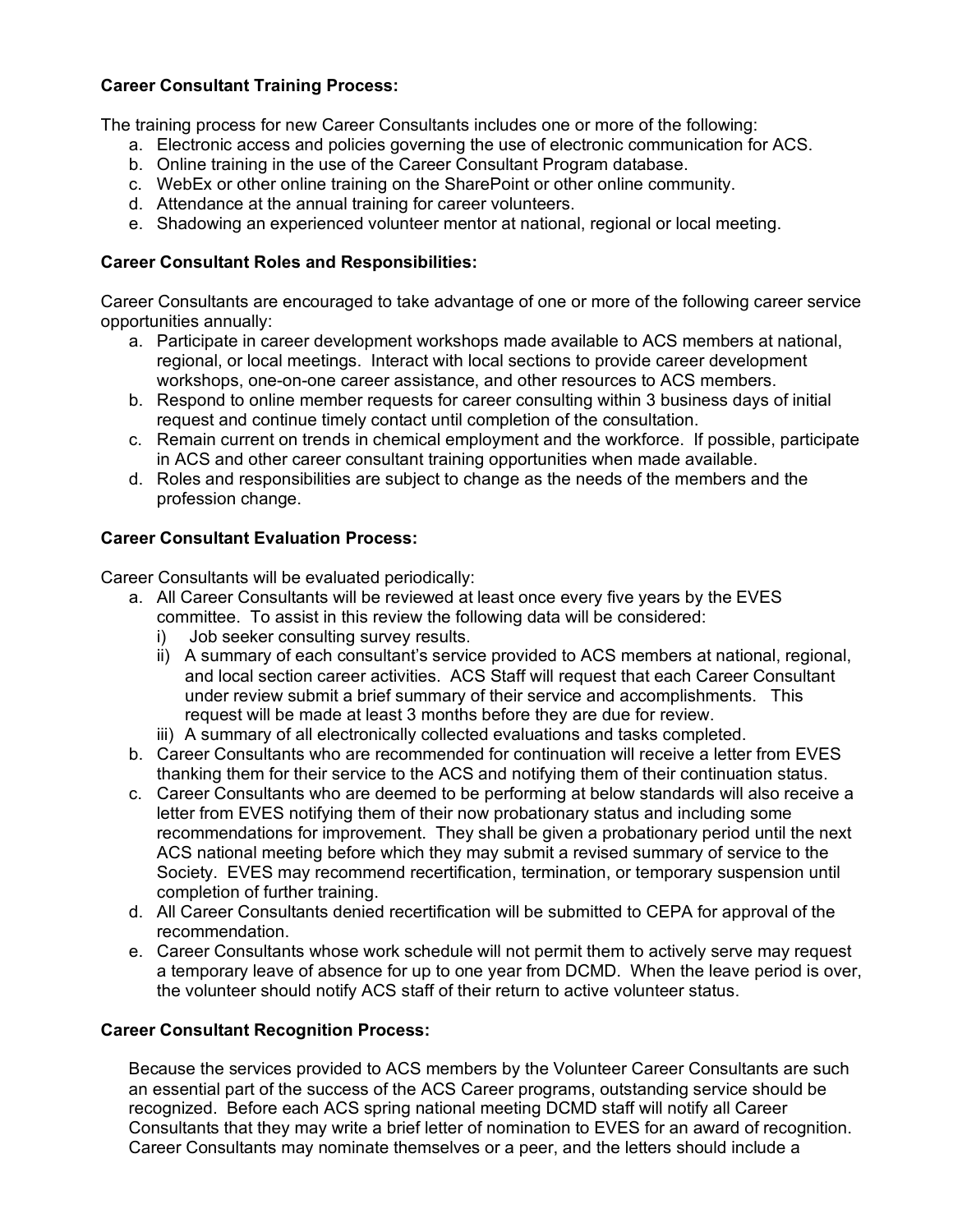**Career Consultant Training Process:**

The training process for new Career Consultants includes one or more of the following:

a. Electronic access and policies governing the use of electronic communication for ACS.
b. Online training in the use of the Career Consultant Program database.
c. WebEx or other online training on the SharePoint or other online community.
d. Attendance at the annual training for career volunteers.
e. Shadowing an experienced volunteer mentor at national, regional or local meeting.

**Career Consultant Roles and Responsibilities:**

Career Consultants are encouraged to take advantage of one or more of the following career service opportunities annually:

a. Participate in career development workshops made available to ACS members at national, regional, or local meetings. Interact with local sections to provide career development workshops, one-on-one career assistance, and other resources to ACS members.
b. Respond to online member requests for career consulting within 3 business days of initial request and continue timely contact until completion of the consultation.
c. Remain current on trends in chemical employment and the workforce. If possible, participate in ACS and other career consultant training opportunities when made available.
d. Roles and responsibilities are subject to change as the needs of the members and the profession change.

**Career Consultant Evaluation Process:**

Career Consultants will be evaluated periodically:

a. All Career Consultants will be reviewed at least once every five years by the EVES committee. To assist in this review the following data will be considered:
   i) Job seeker consulting survey results.
   ii) A summary of each consultant's service provided to ACS members at national, regional, and local section career activities. ACS Staff will request that each Career Consultant under review submit a brief summary of their service and accomplishments. This request will be made at least 3 months before they are due for review.
   iii) A summary of all electronically collected evaluations and tasks completed.
b. Career Consultants who are recommended for continuation will receive a letter from EVES thanking them for their service to the ACS and notifying them of their continuation status.
c. Career Consultants who are deemed to be performing at below standards will also receive a letter from EVES notifying them of their now probationary status and including some recommendations for improvement. They shall be given a probationary period until the next ACS national meeting before which they may submit a revised summary of service to the Society. EVES may recommend recertification, termination, or temporary suspension until completion of further training.
d. All Career Consultants denied recertification will be submitted to CEPA for approval of the recommendation.
e. Career Consultants whose work schedule will not permit them to actively serve may request a temporary leave of absence for up to one year from DCMD. When the leave period is over, the volunteer should notify ACS staff of their return to active volunteer status.

**Career Consultant Recognition Process:**

Because the services provided to ACS members by the Volunteer Career Consultants are such an essential part of the success of the ACS Career programs, outstanding service should be recognized. Before each ACS spring national meeting DCMD staff will notify all Career Consultants that they may write a brief letter of nomination to EVES for an award of recognition. Career Consultants may nominate themselves or a peer, and the letters should include a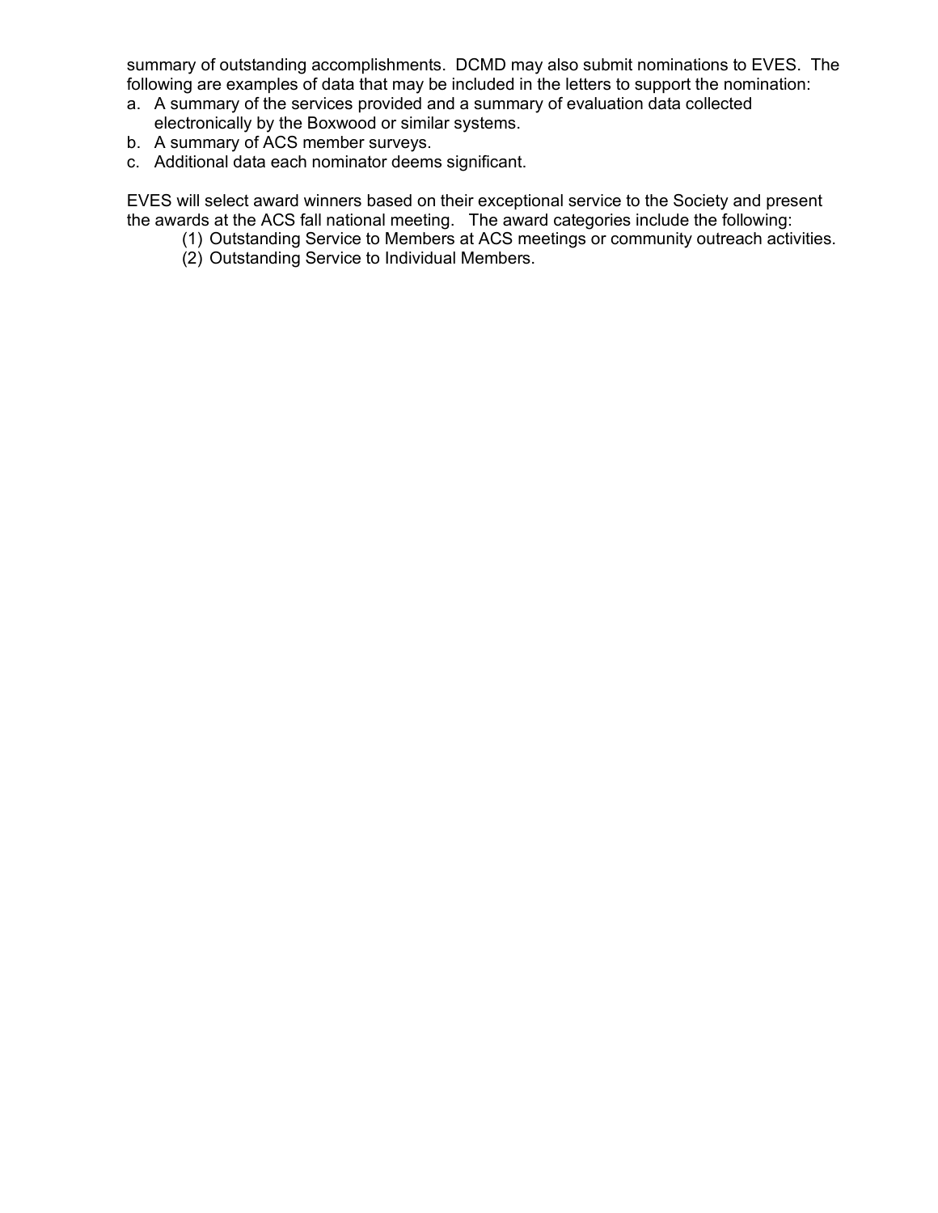summary of outstanding accomplishments. DCMD may also submit nominations to EVES. The following are examples of data that may be included in the letters to support the nomination:

a. A summary of the services provided and a summary of evaluation data collected electronically by the Boxwood or similar systems.
b. A summary of ACS member surveys.
c. Additional data each nominator deems significant.

EVES will select award winners based on their exceptional service to the Society and present the awards at the ACS fall national meeting. The award categories include the following:

(1) Outstanding Service to Members at ACS meetings or community outreach activities.
(2) Outstanding Service to Individual Members.